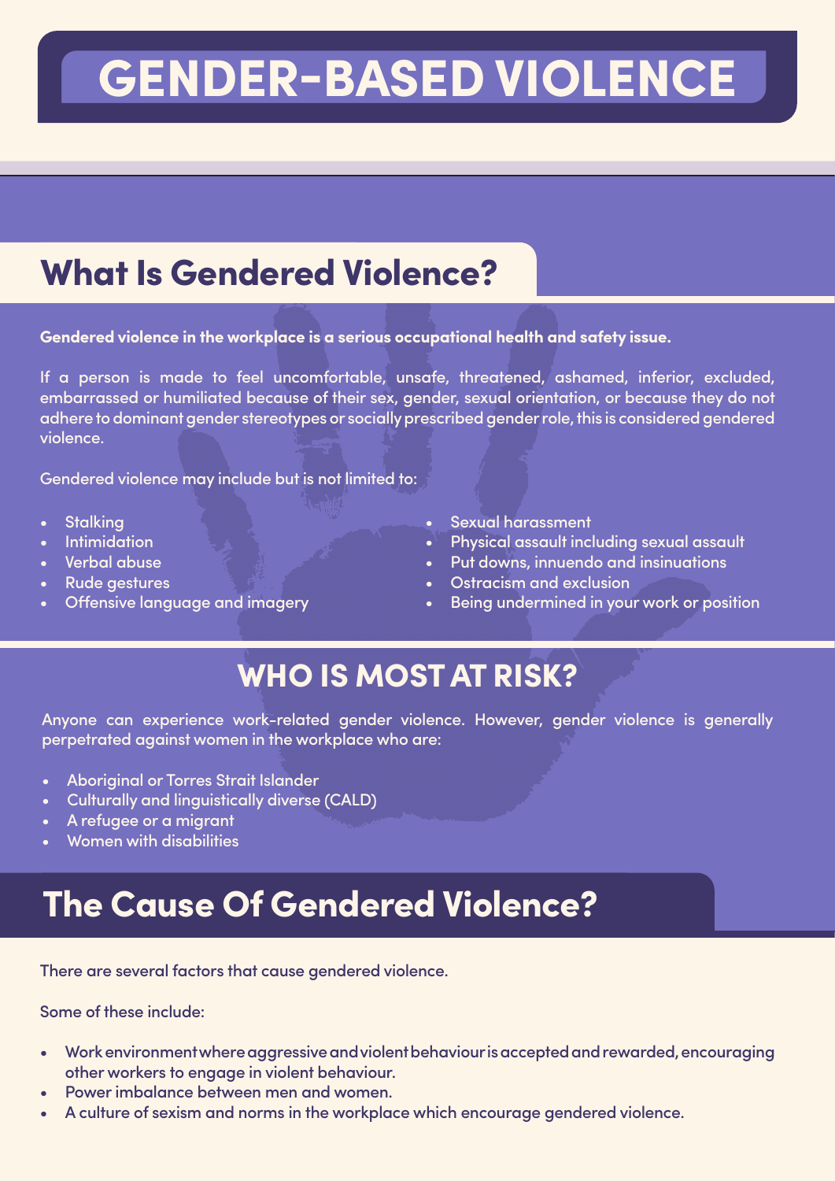# GENDER-BASED VIOLENCE

## What Is Gendered Violence?

**Gendered violence in the workplace is a serious occupational health and safety issue.**

If a person is made to feel uncomfortable, unsafe, threatened, ashamed, inferior, excluded, embarrassed or humiliated because of their sex, gender, sexual orientation, or because they do not adhere to dominant gender stereotypes or socially prescribed gender role, this is considered gendered violence.

Gendered violence may include but is not limited to:

- Stalking
- Intimidation
- Verbal abuse
- Rude gestures
- Offensive language and imagery
- Sexual harassment
- Physical assault including sexual assault
- Put downs, innuendo and insinuations
- Ostracism and exclusion
- Being undermined in your work or position

## WHO IS MOST AT RISK?

Anyone can experience work-related gender violence. However, gender violence is generally perpetrated against women in the workplace who are:

- Aboriginal or Torres Strait Islander
- Culturally and linguistically diverse (CALD)
- A refugee or a migrant
- Women with disabilities

## The Cause Of Gendered Violence?

There are several factors that cause gendered violence.

Some of these include:

- Work environment where aggressive and violent behaviour is accepted and rewarded, encouraging other workers to engage in violent behaviour.
- Power imbalance between men and women.
- A culture of sexism and norms in the workplace which encourage gendered violence.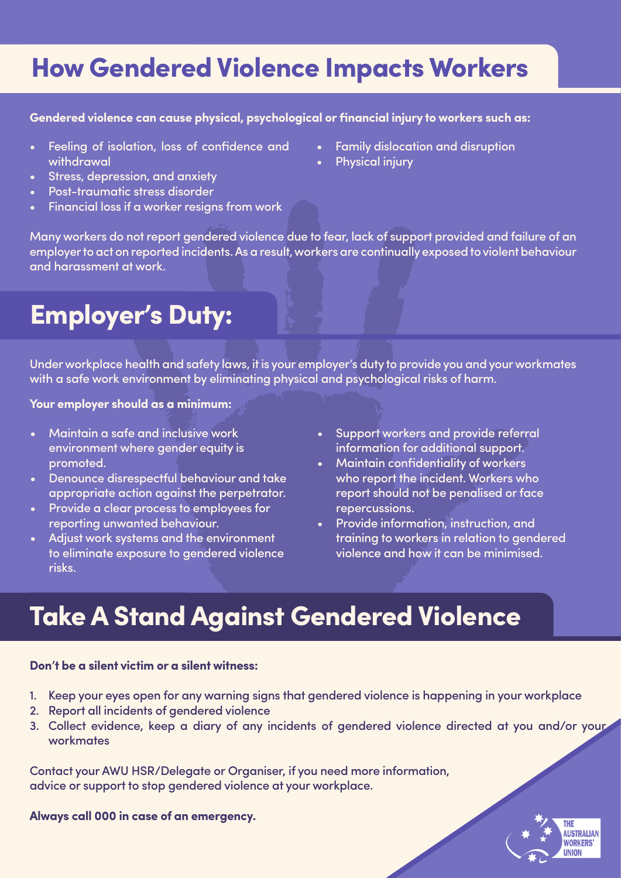# How Gendered Violence Impacts Workers

**Gendered violence can cause physical, psychological or financial injury to workers such as:**

- Feeling of isolation, loss of confidence and withdrawal
- Stress, depression, and anxiety
- Post-traumatic stress disorder
- Financial loss if a worker resigns from work
- Family dislocation and disruption
- Physical injury

Many workers do not report gendered violence due to fear, lack of support provided and failure of an employer to act on reported incidents. As a result, workers are continually exposed to violent behaviour and harassment at work.

# Employer's Duty:

Under workplace health and safety laws, it is your employer's duty to provide you and your workmates with a safe work environment by eliminating physical and psychological risks of harm.

**Your employer should as a minimum:**

- Maintain a safe and inclusive work environment where gender equity is promoted.
- Denounce disrespectful behaviour and take appropriate action against the perpetrator.
- Provide a clear process to employees for reporting unwanted behaviour.
- Adjust work systems and the environment to eliminate exposure to gendered violence risks.
- Support workers and provide referral information for additional support.
- Maintain confidentiality of workers who report the incident. Workers who report should not be penalised or face repercussions.
- Provide information, instruction, and training to workers in relation to gendered violence and how it can be minimised.

# Take A Stand Against Gendered Violence

**Don't be a silent victim or a silent witness:**

1. Keep your eyes open for any warning signs that gendered violence is happening in your workplace
2. Report all incidents of gendered violence
3. Collect evidence, keep a diary of any incidents of gendered violence directed at you and/or your workmates

Contact your AWU HSR/Delegate or Organiser, if you need more information, advice or support to stop gendered violence at your workplace.

**Always call 000 in case of an emergency.**

THE AUSTRALIAN WORKERS' UNION